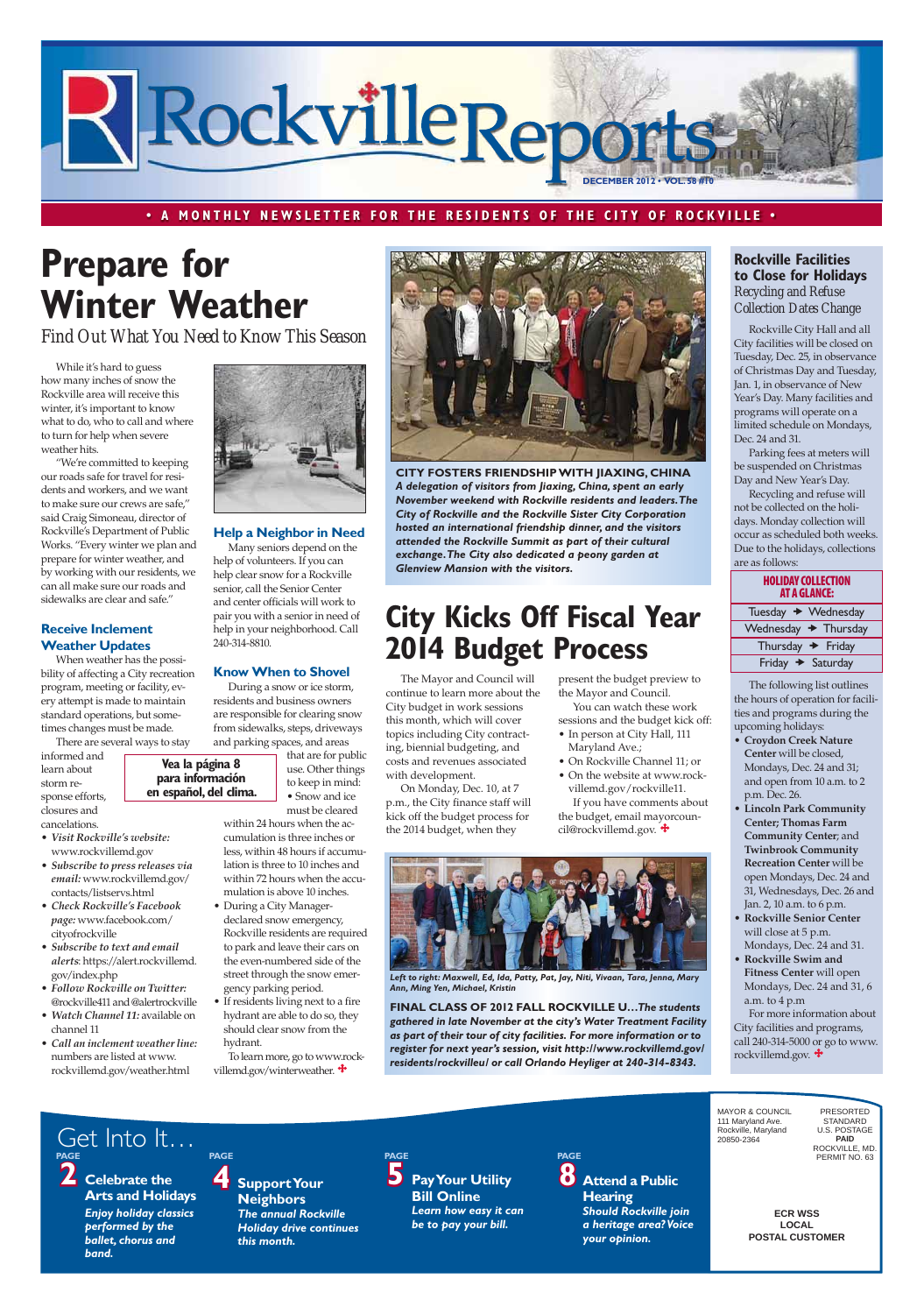# RockvilleReports

DECEMBER 2012 • VOL. 58 #10

• A MONTHLY NEWSLETTER FOR THE RESIDENTS OF THE CITY OF ROCKVILLE •

# Prepare for Winter Weather

## Find Out What You Need to Know This Season

While it's hard to guess how many inches of snow the Rockville area will receive this winter, it's important to know what to do, who to call and where to turn for help when severe weather hits.

"We're committed to keeping our roads safe for travel for residents and workers, and we want to make sure our crews are safe," said Craig Simoneau, director of Rockville's Department of Public Works. "Every winter we plan and prepare for winter weather, and by working with our residents, we can all make sure our roads and sidewalks are clear and safe."

### Receive Inclement Weather Updates

When weather has the possibility of affecting a City recreation program, meeting or facility, every attempt is made to maintain standard operations, but sometimes changes must be made.

There are several ways to stay informed and learn about storm response efforts, closures and cancelations.

- *Visit Rockville's website:* www.rockvillemd.gov
- *Subscribe to press releases via email:* www.rockvillemd.gov/contacts/listservs.html
- *Check Rockville's Facebook page:* www.facebook.com/cityofrockville
- *Subscribe to text and email alerts*: https://alert.rockvillemd.gov/index.php
- *Follow Rockville on Twitter:* @rockville411 and @alertrockville
- *Watch Channel 11:* available on channel 11
- *Call an inclement weather line:* numbers are listed at www.rockvillemd.gov/weather.html

**Vea la página 8 para información en español, del clima.**

### Help a Neighbor in Need

Many seniors depend on the help of volunteers. If you can help clear snow for a Rockville senior, call the Senior Center and center officials will work to pair you with a senior in your neighborhood. Call 240-314-8810.

### Know When to Shovel

During a snow or ice storm, residents and business owners are responsible for clearing snow from sidewalks, steps, driveways and parking spaces, and areas that are for public use. Other things to keep in mind:

- Snow and ice must be cleared within 24 hours when the accumulation is three inches or less, within 48 hours if accumulation is three to 10 inches and within 72 hours when the accumulation is above 10 inches.
- During a City Manager-declared snow emergency, Rockville residents are required to park and leave their cars on the even-numbered side of the street through the snow emergency parking period.
- If residents living next to a fire hydrant are able to do so, they should clear snow from the hydrant.

To learn more, go to www.rockvillemd.gov/winterweather. ✚

**CITY FOSTERS FRIENDSHIP WITH JIAXING, CHINA**
***A delegation of visitors from Jiaxing, China, spent an early November weekend with Rockville residents and leaders. The City of Rockville and the Rockville Sister City Corporation hosted an international friendship dinner, and the visitors attended the Rockville Summit as part of their cultural exchange. The City also dedicated a peony garden at Glenview Mansion with the visitors.***

# City Kicks Off Fiscal Year 2014 Budget Process

The Mayor and Council will continue to learn more about the City budget in work sessions this month, which will cover topics including City contracting, biennial budgeting, and costs and revenues associated with development.

On Monday, Dec. 10, at 7 p.m., the City finance staff will kick off the budget process for the 2014 budget, when they present the budget preview to the Mayor and Council.

You can watch these work sessions and the budget kick off:

- In person at City Hall, 111 Maryland Ave.;
- On Rockville Channel 11; or
- On the website at www.rockvillemd.gov/rockville11.

If you have comments about the budget, email mayorcouncil@rockvillemd.gov. ✚

*Left to right: Maxwell, Ed, Ida, Patty, Pat, Jay, Niti, Vivaan, Tara, Jenna, Mary Ann, Ming Yen, Michael, Kristin*

**FINAL CLASS OF 2012 FALL ROCKVILLE U…*The students gathered in late November at the city's Water Treatment Facility as part of their tour of city facilities. For more information or to register for next year's session, visit http://www.rockvillemd.gov/residents/rockvilleu/ or call Orlando Heyliger at 240-314-8343.***

## Rockville Facilities to Close for Holidays

### Recycling and Refuse Collection Dates Change

Rockville City Hall and all City facilities will be closed on Tuesday, Dec. 25, in observance of Christmas Day and Tuesday, Jan. 1, in observance of New Year's Day. Many facilities and programs will operate on a limited schedule on Mondays, Dec. 24 and 31.

Parking fees at meters will be suspended on Christmas Day and New Year's Day.

Recycling and refuse will not be collected on the holidays. Monday collection will occur as scheduled both weeks. Due to the holidays, collections are as follows:

| HOLIDAY COLLECTION AT A GLANCE: |
|---|
| Tuesday → Wednesday |
| Wednesday → Thursday |
| Thursday → Friday |
| Friday → Saturday |

The following list outlines the hours of operation for facilities and programs during the upcoming holidays:

- **Croydon Creek Nature Center** will be closed, Mondays, Dec. 24 and 31; and open from 10 a.m. to 2 p.m. Dec. 26.
- **Lincoln Park Community Center; Thomas Farm Community Center;** and **Twinbrook Community Recreation Center** will be open Mondays, Dec. 24 and 31, Wednesdays, Dec. 26 and Jan. 2, 10 a.m. to 6 p.m.
- **Rockville Senior Center** will close at 5 p.m. Mondays, Dec. 24 and 31.
- **Rockville Swim and Fitness Center** will open Mondays, Dec. 24 and 31, 6 a.m. to 4 p.m

For more information about City facilities and programs, call 240-314-5000 or go to www.rockvillemd.gov. ✚

## Get Into It…

**PAGE 2 — Celebrate the Arts and Holidays**
***Enjoy holiday classics performed by the ballet, chorus and band.***

**PAGE 4 — Support Your Neighbors**
***The annual Rockville Holiday drive continues this month.***

**PAGE 5 — Pay Your Utility Bill Online**
***Learn how easy it can be to pay your bill.***

**PAGE 8 — Attend a Public Hearing**
***Should Rockville join a heritage area? Voice your opinion.***

MAYOR & COUNCIL
111 Maryland Ave.
Rockville, Maryland
20850-2364

PRESORTED STANDARD
U.S. POSTAGE
**PAID**
ROCKVILLE, MD.
PERMIT NO. 63

**ECR WSS**
**LOCAL**
**POSTAL CUSTOMER**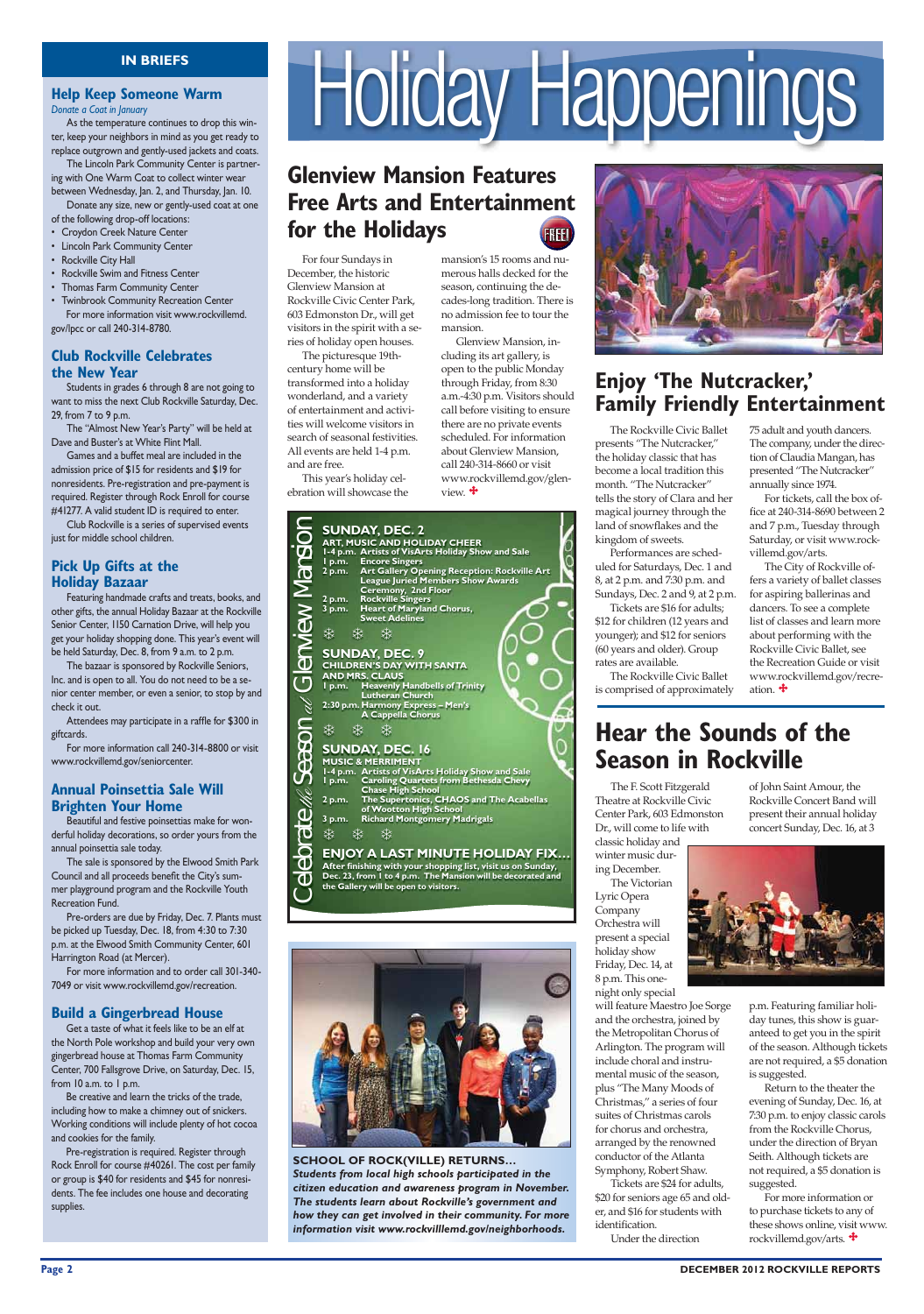# Holiday Happenings

## IN BRIEFS

### Help Keep Someone Warm

*Donate a Coat in January*

As the temperature continues to drop this winter, keep your neighbors in mind as you get ready to replace outgrown and gently-used jackets and coats.

The Lincoln Park Community Center is partnering with One Warm Coat to collect winter wear between Wednesday, Jan. 2, and Thursday, Jan. 10.

Donate any size, new or gently-used coat at one of the following drop-off locations:

- Croydon Creek Nature Center
- Lincoln Park Community Center
- Rockville City Hall
- Rockville Swim and Fitness Center
- Thomas Farm Community Center
- Twinbrook Community Recreation Center

For more information visit www.rockvillemd.gov/lpcc or call 240-314-8780.

### Club Rockville Celebrates the New Year

Students in grades 6 through 8 are not going to want to miss the next Club Rockville Saturday, Dec. 29, from 7 to 9 p.m.

The "Almost New Year's Party" will be held at Dave and Buster's at White Flint Mall.

Games and a buffet meal are included in the admission price of $15 for residents and $19 for nonresidents. Pre-registration and pre-payment is required. Register through Rock Enroll for course #41277. A valid student ID is required to enter.

Club Rockville is a series of supervised events just for middle school children.

### Pick Up Gifts at the Holiday Bazaar

Featuring handmade crafts and treats, books, and other gifts, the annual Holiday Bazaar at the Rockville Senior Center, 1150 Carnation Drive, will help you get your holiday shopping done. This year's event will be held Saturday, Dec. 8, from 9 a.m. to 2 p.m.

The bazaar is sponsored by Rockville Seniors, Inc. and is open to all. You do not need to be a senior center member, or even a senior, to stop by and check it out.

Attendees may participate in a raffle for $300 in giftcards.

For more information call 240-314-8800 or visit www.rockvillemd.gov/seniorcenter.

### Annual Poinsettia Sale Will Brighten Your Home

Beautiful and festive poinsettias make for wonderful holiday decorations, so order yours from the annual poinsettia sale today.

The sale is sponsored by the Elwood Smith Park Council and all proceeds benefit the City's summer playground program and the Rockville Youth Recreation Fund.

Pre-orders are due by Friday, Dec. 7. Plants must be picked up Tuesday, Dec. 18, from 4:30 to 7:30 p.m. at the Elwood Smith Community Center, 601 Harrington Road (at Mercer).

For more information and to order call 301-340-7049 or visit www.rockvillemd.gov/recreation.

### Build a Gingerbread House

Get a taste of what it feels like to be an elf at the North Pole workshop and build your very own gingerbread house at Thomas Farm Community Center, 700 Fallsgrove Drive, on Saturday, Dec. 15, from 10 a.m. to 1 p.m.

Be creative and learn the tricks of the trade, including how to make a chimney out of snickers. Working conditions will include plenty of hot cocoa and cookies for the family.

Pre-registration is required. Register through Rock Enroll for course #40261. The cost per family or group is $40 for residents and $45 for nonresidents. The fee includes one house and decorating supplies.

## Glenview Mansion Features Free Arts and Entertainment for the Holidays

FREE

For four Sundays in December, the historic Glenview Mansion at Rockville Civic Center Park, 603 Edmonston Dr., will get visitors in the spirit with a series of holiday open houses.

The picturesque 19th-century home will be transformed into a holiday wonderland, and a variety of entertainment and activities will welcome visitors in search of seasonal festivities. All events are held 1-4 p.m. and are free.

This year's holiday celebration will showcase the mansion's 15 rooms and numerous halls decked for the season, continuing the decades-long tradition. There is no admission fee to tour the mansion.

Glenview Mansion, including its art gallery, is open to the public Monday through Friday, from 8:30 a.m.-4:30 p.m. Visitors should call before visiting to ensure there are no private events scheduled. For information about Glenview Mansion, call 240-314-8660 or visit www.rockvillemd.gov/glenview.

### Celebrate the Season at Glenview Mansion

**SUNDAY, DEC. 2**

**ART, MUSIC AND HOLIDAY CHEER**

- 1-4 p.m. Artists of VisArts Holiday Show and Sale
- 1 p.m. Encore Singers
- 2 p.m. Art Gallery Opening Reception: Rockville Art League Juried Members Show Awards Ceremony, 2nd Floor
- 2 p.m. Rockville Singers
- 3 p.m. Heart of Maryland Chorus, Sweet Adelines

**SUNDAY, DEC. 9**

**CHILDREN'S DAY WITH SANTA AND MRS. CLAUS**

- 1 p.m. Heavenly Handbells of Trinity Lutheran Church
- 2:30 p.m. Harmony Express – Men's A Cappella Chorus

**SUNDAY, DEC. 16**

**MUSIC & MERRIMENT**

- 1-4 p.m. Artists of VisArts Holiday Show and Sale
- 1 p.m. Caroling Quartets from Bethesda Chevy Chase High School
- 2 p.m. The Supertonics, CHAOS and The Acabellas of Wootton High School
- 3 p.m. Richard Montgomery Madrigals

**ENJOY A LAST MINUTE HOLIDAY FIX...**

After finishing with your shopping list, visit us on Sunday, Dec. 23, from 1 to 4 p.m. The Mansion will be decorated and the Gallery will be open to visitors.

**SCHOOL OF ROCK(VILLE) RETURNS...**

***Students from local high schools participated in the citizen education and awareness program in November. The students learn about Rockville's government and how they can get involved in their community. For more information visit www.rockvillemd.gov/neighborhoods.***

## Enjoy 'The Nutcracker,' Family Friendly Entertainment

The Rockville Civic Ballet presents "The Nutcracker," the holiday classic that has become a local tradition this month. "The Nutcracker" tells the story of Clara and her magical journey through the land of snowflakes and the kingdom of sweets.

Performances are scheduled for Saturdays, Dec. 1 and 8, at 2 p.m. and 7:30 p.m. and Sundays, Dec. 2 and 9, at 2 p.m.

Tickets are $16 for adults; $12 for children (12 years and younger); and $12 for seniors (60 years and older). Group rates are available.

The Rockville Civic Ballet is comprised of approximately 75 adult and youth dancers. The company, under the direction of Claudia Mangan, has presented "The Nutcracker" annually since 1974.

For tickets, call the box office at 240-314-8690 between 2 and 7 p.m., Tuesday through Saturday, or visit www.rockvillemd.gov/arts.

The City of Rockville offers a variety of ballet classes for aspiring ballerinas and dancers. To see a complete list of classes and learn more about performing with the Rockville Civic Ballet, see the Recreation Guide or visit www.rockvillemd.gov/recreation.

## Hear the Sounds of the Season in Rockville

The F. Scott Fitzgerald Theatre at Rockville Civic Center Park, 603 Edmonston Dr., will come to life with classic holiday and winter music during December.

The Victorian Lyric Opera Company Orchestra will present a special holiday show Friday, Dec. 14, at 8 p.m. This one-night only special will feature Maestro Joe Sorge and the orchestra, joined by the Metropolitan Chorus of Arlington. The program will include choral and instrumental music of the season, plus "The Many Moods of Christmas," a series of four suites of Christmas carols for chorus and orchestra, arranged by the renowned conductor of the Atlanta Symphony, Robert Shaw.

Tickets are $24 for adults, $20 for seniors age 65 and older, and $16 for students with identification.

Under the direction of John Saint Amour, the Rockville Concert Band will present their annual holiday concert Sunday, Dec. 16, at 3 p.m. Featuring familiar holiday tunes, this show is guaranteed to get you in the spirit of the season. Although tickets are not required, a $5 donation is suggested.

Return to the theater the evening of Sunday, Dec. 16, at 7:30 p.m. to enjoy classic carols from the Rockville Chorus, under the direction of Bryan Seith. Although tickets are not required, a $5 donation is suggested.

For more information or to purchase tickets to any of these shows online, visit www.rockvillemd.gov/arts.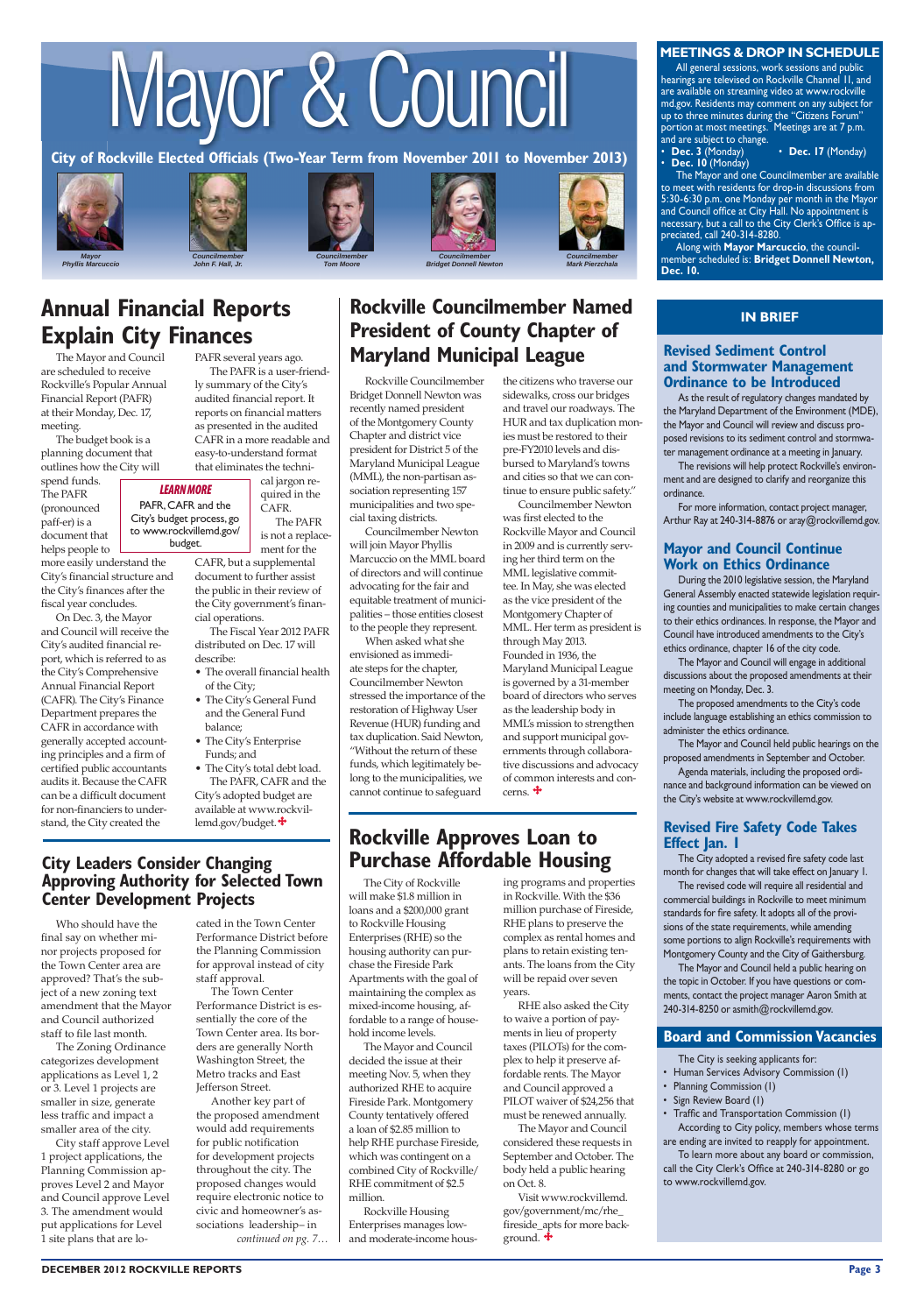# Mayor & Council

**City of Rockville Elected Officials (Two-Year Term from November 2011 to November 2013)**

*Mayor Phyllis Marcuccio*
*Councilmember John F. Hall, Jr.*
*Councilmember Tom Moore*
*Councilmember Bridget Donnell Newton*
*Councilmember Mark Pierzchala*

## Annual Financial Reports Explain City Finances

The Mayor and Council are scheduled to receive Rockville's Popular Annual Financial Report (PAFR) at their Monday, Dec. 17, meeting.

The budget book is a planning document that outlines how the City will spend funds. The PAFR (pronounced paff-er) is a document that helps people to more easily understand the City's financial structure and the City's finances after the fiscal year concludes.

On Dec. 3, the Mayor and Council will receive the City's audited financial report, which is referred to as the City's Comprehensive Annual Financial Report (CAFR). The City's Finance Department prepares the CAFR in accordance with generally accepted accounting principles and a firm of certified public accountants audits it. Because the CAFR can be a difficult document for non-financiers to understand, the City created the PAFR several years ago.

The PAFR is a user-friendly summary of the City's audited financial report. It reports on financial matters as presented in the audited CAFR in a more readable and easy-to-understand format that eliminates the technical jargon required in the CAFR.

The PAFR is not a replacement for the CAFR, but a supplemental document to further assist the public in their review of the City government's financial operations.

The Fiscal Year 2012 PAFR distributed on Dec. 17 will describe:

- The overall financial health of the City;
- The City's General Fund and the General Fund balance;
- The City's Enterprise Funds; and
- The City's total debt load.

The PAFR, CAFR and the City's adopted budget are available at www.rockvillemd.gov/budget.

**LEARN MORE**
PAFR, CAFR and the City's budget process, go to www.rockvillemd.gov/budget.

## Rockville Councilmember Named President of County Chapter of Maryland Municipal League

Rockville Councilmember Bridget Donnell Newton was recently named president of the Montgomery County Chapter and district vice president for District 5 of the Maryland Municipal League (MML), the non-partisan association representing 157 municipalities and two special taxing districts.

Councilmember Newton will join Mayor Phyllis Marcuccio on the MML board of directors and will continue advocating for the fair and equitable treatment of municipalities – those entities closest to the people they represent.

When asked what she envisioned as immediate steps for the chapter, Councilmember Newton stressed the importance of the restoration of Highway User Revenue (HUR) funding and tax duplication. Said Newton, "Without the return of these funds, which legitimately belong to the municipalities, we cannot continue to safeguard the citizens who traverse our sidewalks, cross our bridges and travel our roadways. The HUR and tax duplication monies must be restored to their pre-FY2010 levels and disbursed to Maryland's towns and cities so that we can continue to ensure public safety."

Councilmember Newton was first elected to the Rockville Mayor and Council in 2009 and is currently serving her third term on the MML legislative committee. In May, she was elected as the vice president of the Montgomery Chapter of MML. Her term as president is through May 2013.

Founded in 1936, the Maryland Municipal League is governed by a 31-member board of directors who serves as the leadership body in MML's mission to strengthen and support municipal governments through collaborative discussions and advocacy of common interests and concerns.

## City Leaders Consider Changing Approving Authority for Selected Town Center Development Projects

Who should have the final say on whether minor projects proposed for the Town Center area are approved? That's the subject of a new zoning text amendment that the Mayor and Council authorized staff to file last month.

The Zoning Ordinance categorizes development applications as Level 1, 2 or 3. Level 1 projects are smaller in size, generate less traffic and impact a smaller area of the city.

City staff approve Level 1 project applications, the Planning Commission approves Level 2 and Mayor and Council approve Level 3. The amendment would put applications for Level 1 site plans that are located in the Town Center Performance District before the Planning Commission for approval instead of city staff approval.

The Town Center Performance District is essentially the core of the Town Center area. Its borders are generally North Washington Street, the Metro tracks and East Jefferson Street.

Another key part of the proposed amendment would add requirements for public notification for development projects throughout the city. The proposed changes would require electronic notice to civic and homeowner's associations leadership– in

*continued on pg. 7…*

## Rockville Approves Loan to Purchase Affordable Housing

The City of Rockville will make $1.8 million in loans and a $200,000 grant to Rockville Housing Enterprises (RHE) so the housing authority can purchase the Fireside Park Apartments with the goal of maintaining the complex as mixed-income housing, affordable to a range of household income levels.

The Mayor and Council decided the issue at their meeting Nov. 5, when they authorized RHE to acquire Fireside Park. Montgomery County tentatively offered a loan of $2.85 million to help RHE purchase Fireside, which was contingent on a combined City of Rockville/RHE commitment of $2.5 million.

Rockville Housing Enterprises manages low- and moderate-income housing programs and properties in Rockville. With the $36 million purchase of Fireside, RHE plans to preserve the complex as rental homes and plans to retain existing tenants. The loans from the City will be repaid over seven years.

RHE also asked the City to waive a portion of payments in lieu of property taxes (PILOTs) for the complex to help it preserve affordable rents. The Mayor and Council approved a PILOT waiver of $24,256 that must be renewed annually.

The Mayor and Council considered these requests in September and October. The body held a public hearing on Oct. 8.

Visit www.rockvillemd.gov/government/mc/rhe_fireside_apts for more background.

## MEETINGS & DROP IN SCHEDULE

All general sessions, work sessions and public hearings are televised on Rockville Channel 11, and are available on streaming video at www.rockvillemd.gov. Residents may comment on any subject for up to three minutes during the "Citizens Forum" portion at most meetings. Meetings are at 7 p.m. and are subject to change.

- **Dec. 3** (Monday)
- **Dec. 10** (Monday)
- **Dec. 17** (Monday)

The Mayor and one Councilmember are available to meet with residents for drop-in discussions from 5:30-6:30 p.m. one Monday per month in the Mayor and Council office at City Hall. No appointment is necessary, but a call to the City Clerk's Office is appreciated, call 240-314-8280.

Along with **Mayor Marcuccio**, the councilmember scheduled is: **Bridget Donnell Newton, Dec. 10.**

## IN BRIEF

### Revised Sediment Control and Stormwater Management Ordinance to be Introduced

As the result of regulatory changes mandated by the Maryland Department of the Environment (MDE), the Mayor and Council will review and discuss proposed revisions to its sediment control and stormwater management ordinance at a meeting in January.

The revisions will help protect Rockville's environment and are designed to clarify and reorganize this ordinance.

For more information, contact project manager, Arthur Ray at 240-314-8876 or aray@rockvillemd.gov.

### Mayor and Council Continue Work on Ethics Ordinance

During the 2010 legislative session, the Maryland General Assembly enacted statewide legislation requiring counties and municipalities to make certain changes to their ethics ordinances. In response, the Mayor and Council have introduced amendments to the City's ethics ordinance, chapter 16 of the city code.

The Mayor and Council will engage in additional discussions about the proposed amendments at their meeting on Monday, Dec. 3.

The proposed amendments to the City's code include language establishing an ethics commission to administer the ethics ordinance.

The Mayor and Council held public hearings on the proposed amendments in September and October.

Agenda materials, including the proposed ordinance and background information can be viewed on the City's website at www.rockvillemd.gov.

### Revised Fire Safety Code Takes Effect Jan. 1

The City adopted a revised fire safety code last month for changes that will take effect on January 1.

The revised code will require all residential and commercial buildings in Rockville to meet minimum standards for fire safety. It adopts all of the provisions of the state requirements, while amending some portions to align Rockville's requirements with Montgomery County and the City of Gaithersburg.

The Mayor and Council held a public hearing on the topic in October. If you have questions or comments, contact the project manager Aaron Smith at 240-314-8250 or asmith@rockvillemd.gov.

## Board and Commission Vacancies

The City is seeking applicants for:

- Human Services Advisory Commission (1)
- Planning Commission (1)
- Sign Review Board (1)
- Traffic and Transportation Commission (1)

According to City policy, members whose terms are ending are invited to reapply for appointment.

To learn more about any board or commission, call the City Clerk's Office at 240-314-8280 or go to www.rockvillemd.gov.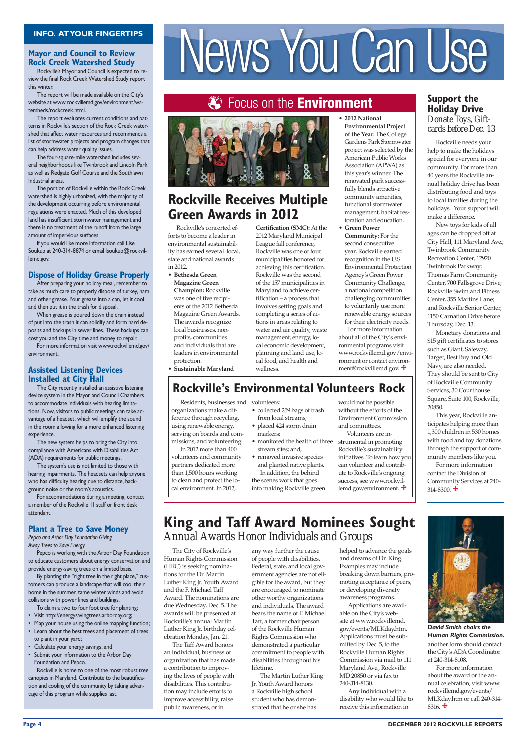# News You Can Use

## INFO. AT YOUR FINGERTIPS

### Mayor and Council to Review Rock Creek Watershed Study

Rockville's Mayor and Council is expected to review the final Rock Creek Watershed Study report this winter.

The report will be made available on the City's website at www.rockvillemd.gov/environment/watersheds/rockcreek.html.

The report evaluates current conditions and patterns in Rockville's section of the Rock Creek watershed that affect water resources and recommends a list of stormwater projects and program changes that can help address water quality issues.

The four-square-mile watershed includes several neighborhoods like Twinbrook and Lincoln Park as well as Redgate Golf Course and the Southlawn Industrial areas.

The portion of Rockville within the Rock Creek watershed is highly urbanized, with the majority of the development occurring before environmental regulations were enacted. Much of this developed land has insufficient stormwater management and there is no treatment of the runoff from the large amount of impervious surfaces.

If you would like more information call Lise Soukup at 240-314-8874 or email lsoukup@rockvillemd.gov.

### Dispose of Holiday Grease Properly

After preparing your holiday meal, remember to take as much care to properly dispose of turkey, ham and other grease. Pour grease into a can, let it cool and then put it in the trash for disposal.

When grease is poured down the drain instead of put into the trash it can solidify and form hard deposits and backups in sewer lines. These backups can cost you and the City time and money to repair.

For more information visit www.rockvillemd.gov/environment.

### Assisted Listening Devices Installed at City Hall

The City recently installed an assistive listening device system in the Mayor and Council Chambers to accommodate individuals with hearing limitations. Now, visitors to public meetings can take advantage of a headset, which will amplify the sound in the room allowing for a more enhanced listening experience.

The new system helps to bring the City into compliance with Americans with Disabilities Act (ADA) requirements for public meetings.

The system's use is not limited to those with hearing impairments. The headsets can help anyone who has difficulty hearing due to distance, background noise or the room's acoustics.

For accommodations during a meeting, contact a member of the Rockville 11 staff or front desk attendant.

### Plant a Tree to Save Money

*Pepco and Arbor Day Foundation Giving Away Trees to Save Energy*

Pepco is working with the Arbor Day Foundation to educate customers about energy conservation and provide energy-saving trees on a limited basis.

By planting the "right tree in the right place," customers can produce a landscape that will cool their home in the summer, tame winter winds and avoid collisions with power lines and buildings.

To claim a two to four foot tree for planting:

- Visit http://energysavingtrees.arborday.org;
- Map your house using the online mapping function;
- Learn about the best trees and placement of trees to plant in your yard;
- Calculate your energy savings; and
- Submit your information to the Arbor Day Foundation and Pepco.

Rockville is home to one of the most robust tree canopies in Maryland. Contribute to the beautification and cooling of the community by taking advantage of this program while supplies last.

## Focus on the Environment

## Rockville Receives Multiple Green Awards in 2012

Rockville's concerted efforts to become a leader in environmental sustainability has earned several local, state and national awards in 2012.

- **Bethesda Green Magazine Green Champion:** Rockville was one of five recipients of the 2012 Bethesda Magazine Green Awards. The awards recognize local businesses, nonprofits, communities and individuals that are leaders in environmental protection.
- **Sustainable Maryland Certification (SMC):** At the 2012 Maryland Municipal League fall conference, Rockville was one of four municipalities honored for achieving this certification. Rockville was the second of the 157 municipalities in Maryland to achieve certification – a process that involves setting goals and completing a series of actions in areas relating to water and air quality, waste management, energy, local economic development, planning and land use, local food, and health and wellness.
- **2012 National Environmental Project of the Year:** The College Gardens Park Stormwater project was selected by the American Public Works Association (APWA) as this year's winner. The renovated park successfully blends attractive community amenities, functional stormwater management, habitat restoration and education.
- **Green Power Community:** For the second consecutive year, Rockville earned recognition in the U.S. Environmental Protection Agency's Green Power Community Challenge, a national competition challenging communities to voluntarily use more renewable energy sources for their electricity needs.

For more information about all of the City's environmental programs visit www.rockvillemd.gov/environment or contact environment@rockvillemd.gov.

## Rockville's Environmental Volunteers Rock

Residents, businesses and organizations make a difference through recycling, using renewable energy, serving on boards and commissions, and volunteering.

In 2012 more than 400 volunteers and community partners dedicated more than 1,500 hours working to clean and protect the local environment. In 2012, volunteers:

- collected 259 bags of trash from local streams;
- placed 424 storm drain markers;
- monitored the health of three stream sites; and,
- removed invasive species and planted native plants.

In addition, the behind the scenes work that goes into making Rockville green would not be possible without the efforts of the Environment Commission and committees.

Volunteers are instrumental in promoting Rockville's sustainability initiatives. To learn how you can volunteer and contribute to Rockville's ongoing success, see www.rockvillemd.gov/environment.

## Support the Holiday Drive

*Donate Toys, Giftcards before Dec. 13*

Rockville needs your help to make the holidays special for everyone in our community. For more than 40 years the Rockville annual holiday drive has been distributing food and toys to local families during the holidays. Your support will make a difference.

New toys for kids of all ages can be dropped off at City Hall, 111 Maryland Ave.; Twinbrook Community Recreation Center, 12920 Twinbrook Parkway; Thomas Farm Community Center, 700 Fallsgrove Drive; Rockville Swim and Fitness Center, 355 Martins Lane; and Rockville Senior Center, 1150 Carnation Drive before Thursday, Dec. 13.

Monetary donations and $15 gift certificates to stores such as Giant, Safeway, Target, Best Buy and Old Navy, are also needed. They should be sent to City of Rockville Community Services, 30 Courthouse Square, Suite 100, Rockville, 20850.

This year, Rockville anticipates helping more than 1,300 children in 530 homes with food and toy donations through the support of community members like you.

For more information contact the Division of Community Services at 240-314-8300.

## King and Taff Award Nominees Sought

*Annual Awards Honor Individuals and Groups*

The City of Rockville's Human Rights Commission (HRC) is seeking nominations for the Dr. Martin Luther King Jr. Youth Award and the F. Michael Taff Award. The nominations are due Wednesday, Dec. 5. The awards will be presented at Rockville's annual Martin Luther King Jr. birthday celebration Monday, Jan. 21.

The Taff Award honors an individual, business or organization that has made a contribution to improving the lives of people with disabilities. This contribution may include efforts to improve accessibility, raise public awareness, or in any way further the cause of people with disabilities. Federal, state, and local government agencies are not eligible for the award, but they are encouraged to nominate other worthy organizations and individuals. The award bears the name of F. Michael Taff, a former chairperson of the Rockville Human Rights Commission who demonstrated a particular commitment to people with disabilities throughout his lifetime.

The Martin Luther King Jr. Youth Award honors a Rockville high school student who has demonstrated that he or she has helped to advance the goals and dreams of Dr. King. Examples may include breaking down barriers, promoting acceptance of peers, or developing diversity awareness programs.

Applications are available on the City's website at www.rockvillemd.gov/events/MLKday.htm. Applications must be submitted by Dec. 5, to the Rockville Human Rights Commission via mail to 111 Maryland Ave., Rockville MD 20850 or via fax to 240-314-8130.

Any individual with a disability who would like to receive this information in another form should contact the City's ADA Coordinator at 240-314-8108.

For more information about the award or the annual celebration, visit www.rockvillemd.gov/MLKday.htm or call 240-314-8316.

*David Smith chairs the Human Rights Commission.*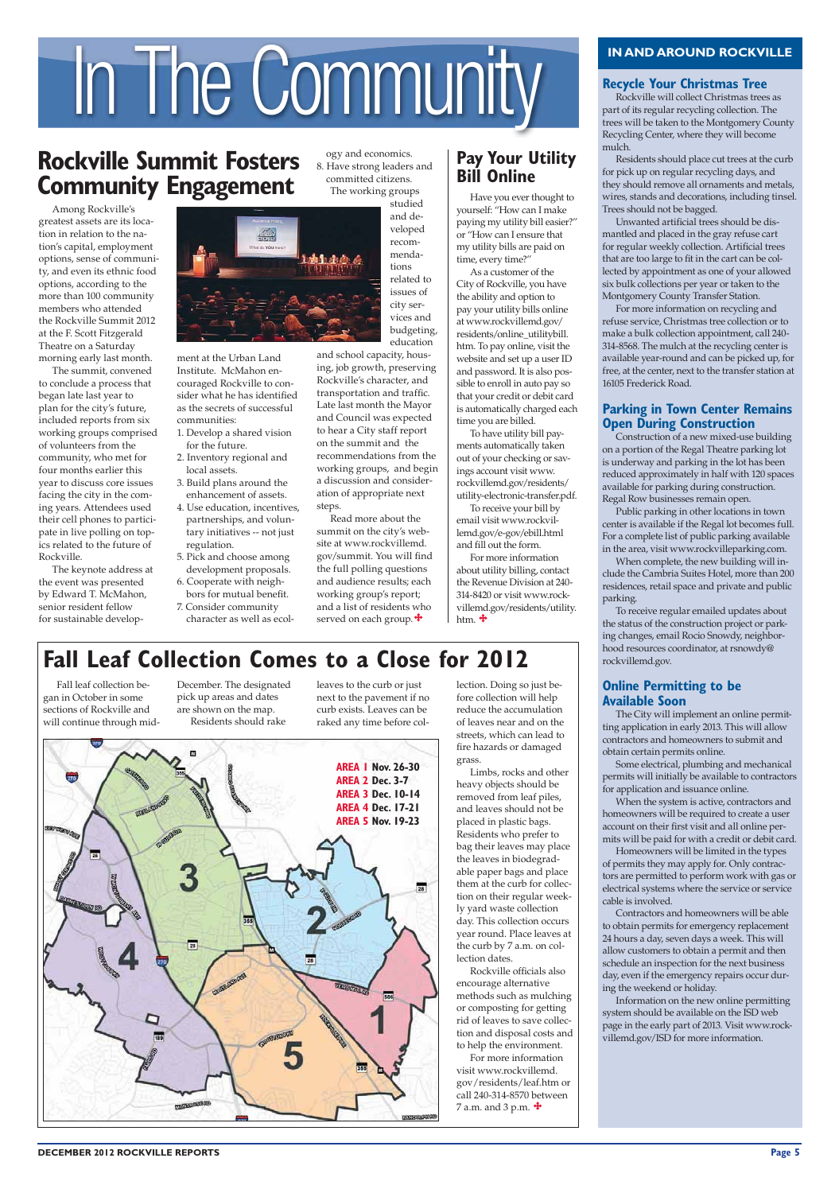# In The Community

## Rockville Summit Fosters Community Engagement

Among Rockville's greatest assets are its location in relation to the nation's capital, employment options, sense of community, and even its ethnic food options, according to the more than 100 community members who attended the Rockville Summit 2012 at the F. Scott Fitzgerald Theatre on a Saturday morning early last month.

The summit, convened to conclude a process that began late last year to plan for the city's future, included reports from six working groups comprised of volunteers from the community, who met for four months earlier this year to discuss core issues facing the city in the coming years. Attendees used their cell phones to participate in live polling on topics related to the future of Rockville.

The keynote address at the event was presented by Edward T. McMahon, senior resident fellow for sustainable development at the Urban Land Institute. McMahon encouraged Rockville to consider what he has identified as the secrets of successful communities:

1. Develop a shared vision for the future.
2. Inventory regional and local assets.
3. Build plans around the enhancement of assets.
4. Use education, incentives, partnerships, and voluntary initiatives -- not just regulation.
5. Pick and choose among development proposals.
6. Cooperate with neighbors for mutual benefit.
7. Consider community character as well as ecology and economics.
8. Have strong leaders and committed citizens.

The working groups studied and developed recommendations related to issues of city services and budgeting, education and school capacity, housing, job growth, preserving Rockville's character, and transportation and traffic. Late last month the Mayor and Council was expected to hear a City staff report on the summit and the recommendations from the working groups, and begin a discussion and consideration of appropriate next steps.

Read more about the summit on the city's website at www.rockvillemd.gov/summit. You will find the full polling questions and audience results; each working group's report; and a list of residents who served on each group.

## Pay Your Utility Bill Online

Have you ever thought to yourself: "How can I make paying my utility bill easier?" or "How can I ensure that my utility bills are paid on time, every time?"

As a customer of the City of Rockville, you have the ability and option to pay your utility bills online at www.rockvillemd.gov/residents/online_utilitybill.htm. To pay online, visit the website and set up a user ID and password. It is also possible to enroll in auto pay so that your credit or debit card is automatically charged each time you are billed.

To have utility bill payments automatically taken out of your checking or savings account visit www.rockvillemd.gov/residents/utility-electronic-transfer.pdf.

To receive your bill by email visit www.rockvillemd.gov/e-gov/ebill.html and fill out the form.

For more information about utility billing, contact the Revenue Division at 240-314-8420 or visit www.rockvillemd.gov/residents/utility.htm.

## Fall Leaf Collection Comes to a Close for 2012

Fall leaf collection began in October in some sections of Rockville and will continue through mid-December. The designated pick up areas and dates are shown on the map.

Residents should rake leaves to the curb or just next to the pavement if no curb exists. Leaves can be raked any time before collection. Doing so just before collection will help reduce the accumulation of leaves near and on the streets, which can lead to fire hazards or damaged grass.

Limbs, rocks and other heavy objects should be removed from leaf piles, and leaves should not be placed in plastic bags. Residents who prefer to bag their leaves may place the leaves in biodegradable paper bags and place them at the curb for collection on their regular weekly yard waste collection day. This collection occurs year round. Place leaves at the curb by 7 a.m. on collection dates.

Rockville officials also encourage alternative methods such as mulching or composting for getting rid of leaves to save collection and disposal costs and to help the environment.

For more information visit www.rockvillemd.gov/residents/leaf.htm or call 240-314-8570 between 7 a.m. and 3 p.m.

**AREA 1** Nov. 26-30
**AREA 2** Dec. 3-7
**AREA 3** Dec. 10-14
**AREA 4** Dec. 17-21
**AREA 5** Nov. 19-23

## IN AND AROUND ROCKVILLE

### Recycle Your Christmas Tree

Rockville will collect Christmas trees as part of its regular recycling collection. The trees will be taken to the Montgomery County Recycling Center, where they will become mulch.

Residents should place cut trees at the curb for pick up on regular recycling days, and they should remove all ornaments and metals, wires, stands and decorations, including tinsel. Trees should not be bagged.

Unwanted artificial trees should be dismantled and placed in the gray refuse cart for regular weekly collection. Artificial trees that are too large to fit in the cart can be collected by appointment as one of your allowed six bulk collections per year or taken to the Montgomery County Transfer Station.

For more information on recycling and refuse service, Christmas tree collection or to make a bulk collection appointment, call 240-314-8568. The mulch at the recycling center is available year-round and can be picked up, for free, at the center, next to the transfer station at 16105 Frederick Road.

### Parking in Town Center Remains Open During Construction

Construction of a new mixed-use building on a portion of the Regal Theatre parking lot is underway and parking in the lot has been reduced approximately in half with 120 spaces available for parking during construction. Regal Row businesses remain open.

Public parking in other locations in town center is available if the Regal lot becomes full. For a complete list of public parking available in the area, visit www.rockvilleparking.com.

When complete, the new building will include the Cambria Suites Hotel, more than 200 residences, retail space and private and public parking.

To receive regular emailed updates about the status of the construction project or parking changes, email Rocio Snowdy, neighborhood resources coordinator, at rsnowdy@rockvillemd.gov.

### Online Permitting to be Available Soon

The City will implement an online permitting application in early 2013. This will allow contractors and homeowners to submit and obtain certain permits online.

Some electrical, plumbing and mechanical permits will initially be available to contractors for application and issuance online.

When the system is active, contractors and homeowners will be required to create a user account on their first visit and all online permits will be paid for with a credit or debit card.

Homeowners will be limited in the types of permits they may apply for. Only contractors are permitted to perform work with gas or electrical systems where the service or service cable is involved.

Contractors and homeowners will be able to obtain permits for emergency replacement 24 hours a day, seven days a week. This will allow customers to obtain a permit and then schedule an inspection for the next business day, even if the emergency repairs occur during the weekend or holiday.

Information on the new online permitting system should be available on the ISD web page in the early part of 2013. Visit www.rockvillemd.gov/ISD for more information.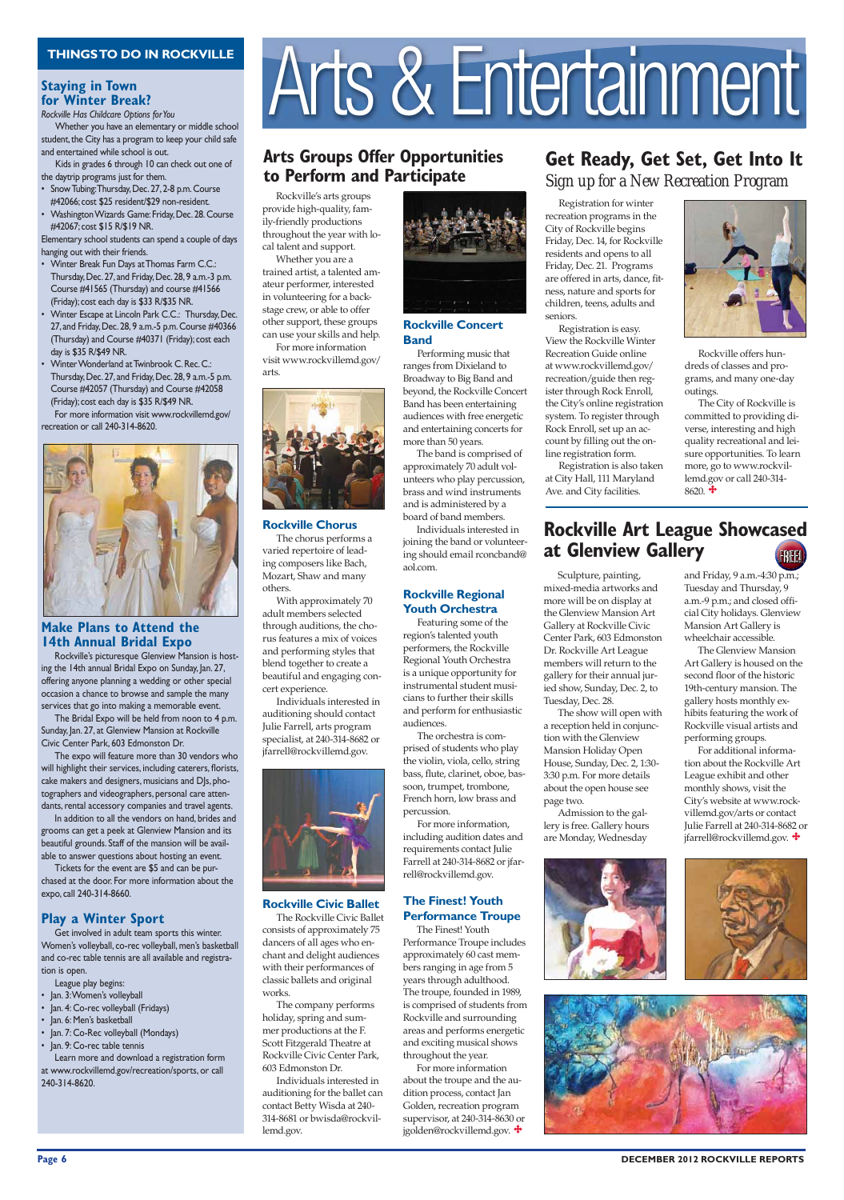# Arts & Entertainment

## THINGS TO DO IN ROCKVILLE

### Staying in Town for Winter Break?

*Rockville Has Childcare Options for You*

Whether you have an elementary or middle school student, the City has a program to keep your child safe and entertained while school is out.

Kids in grades 6 through 10 can check out one of the daytrip programs just for them.

- Snow Tubing: Thursday, Dec. 27, 2-8 p.m. Course #42066; cost $25 resident/$29 non-resident.
- Washington Wizards Game: Friday, Dec. 28. Course #42067; cost $15 R/$19 NR.

Elementary school students can spend a couple of days hanging out with their friends.

- Winter Break Fun Days at Thomas Farm C.C.: Thursday, Dec. 27, and Friday, Dec. 28, 9 a.m.-3 p.m. Course #41565 (Thursday) and course #41566 (Friday); cost each day is $33 R/$35 NR.
- Winter Escape at Lincoln Park C.C.: Thursday, Dec. 27, and Friday, Dec. 28, 9 a.m.-5 p.m. Course #40366 (Thursday) and Course #40371 (Friday); cost each day is $35 R/$49 NR.
- Winter Wonderland at Twinbrook C. Rec. C.: Thursday, Dec. 27, and Friday, Dec. 28, 9 a.m.-5 p.m. Course #42057 (Thursday) and Course #42058 (Friday); cost each day is $35 R/$49 NR.

For more information visit www.rockvillemd.gov/recreation or call 240-314-8620.

### Make Plans to Attend the 14th Annual Bridal Expo

Rockville's picturesque Glenview Mansion is hosting the 14th annual Bridal Expo on Sunday, Jan. 27, offering anyone planning a wedding or other special occasion a chance to browse and sample the many services that go into making a memorable event.

The Bridal Expo will be held from noon to 4 p.m. Sunday, Jan. 27, at Glenview Mansion at Rockville Civic Center Park, 603 Edmonston Dr.

The expo will feature more than 30 vendors who will highlight their services, including caterers, florists, cake makers and designers, musicians and DJs, photographers and videographers, personal care attendants, rental accessory companies and travel agents.

In addition to all the vendors on hand, brides and grooms can get a peek at Glenview Mansion and its beautiful grounds. Staff of the mansion will be available to answer questions about hosting an event.

Tickets for the event are $5 and can be purchased at the door. For more information about the expo, call 240-314-8660.

### Play a Winter Sport

Get involved in adult team sports this winter. Women's volleyball, co-rec volleyball, men's basketball and co-rec table tennis are all available and registration is open.

League play begins:

- Jan. 3: Women's volleyball
- Jan. 4: Co-rec volleyball (Fridays)
- Jan. 6: Men's basketball
- Jan. 7: Co-Rec volleyball (Mondays)
- Jan. 9: Co-rec table tennis

Learn more and download a registration form at www.rockvillemd.gov/recreation/sports, or call 240-314-8620.

## Arts Groups Offer Opportunities to Perform and Participate

Rockville's arts groups provide high-quality, family-friendly productions throughout the year with local talent and support.

Whether you are a trained artist, a talented amateur performer, interested in volunteering for a backstage crew, or able to offer other support, these groups can use your skills and help.

For more information visit www.rockvillemd.gov/arts.

### Rockville Chorus

The chorus performs a varied repertoire of leading composers like Bach, Mozart, Shaw and many others.

With approximately 70 adult members selected through auditions, the chorus features a mix of voices and performing styles that blend together to create a beautiful and engaging concert experience.

Individuals interested in auditioning should contact Julie Farrell, arts program specialist, at 240-314-8682 or jfarrell@rockvillemd.gov.

### Rockville Civic Ballet

The Rockville Civic Ballet consists of approximately 75 dancers of all ages who enchant and delight audiences with their performances of classic ballets and original works.

The company performs holiday, spring and summer productions at the F. Scott Fitzgerald Theatre at Rockville Civic Center Park, 603 Edmonston Dr.

Individuals interested in auditioning for the ballet can contact Betty Wisda at 240-314-8681 or bwisda@rockvillemd.gov.

### Rockville Concert Band

Performing music that ranges from Dixieland to Broadway to Big Band and beyond, the Rockville Concert Band has been entertaining audiences with free energetic and entertaining concerts for more than 50 years.

The band is comprised of approximately 70 adult volunteers who play percussion, brass and wind instruments and is administered by a board of band members.

Individuals interested in joining the band or volunteering should email rconcband@aol.com.

### Rockville Regional Youth Orchestra

Featuring some of the region's talented youth performers, the Rockville Regional Youth Orchestra is a unique opportunity for instrumental student musicians to further their skills and perform for enthusiastic audiences.

The orchestra is comprised of students who play the violin, viola, cello, string bass, flute, clarinet, oboe, bassoon, trumpet, trombone, French horn, low brass and percussion.

For more information, including audition dates and requirements contact Julie Farrell at 240-314-8682 or jfarrell@rockvillemd.gov.

### The Finest! Youth Performance Troupe

The Finest! Youth Performance Troupe includes approximately 60 cast members ranging in age from 5 years through adulthood. The troupe, founded in 1989, is comprised of students from Rockville and surrounding areas and performs energetic and exciting musical shows throughout the year.

For more information about the troupe and the audition process, contact Jan Golden, recreation program supervisor, at 240-314-8630 or jgolden@rockvillemd.gov.

## Get Ready, Get Set, Get Into It

*Sign up for a New Recreation Program*

Registration for winter recreation programs in the City of Rockville begins Friday, Dec. 14, for Rockville residents and opens to all Friday, Dec. 21. Programs are offered in arts, dance, fitness, nature and sports for children, teens, adults and seniors.

Registration is easy. View the Rockville Winter Recreation Guide online at www.rockvillemd.gov/recreation/guide then register through Rock Enroll, the City's online registration system. To register through Rock Enroll, set up an account by filling out the online registration form.

Registration is also taken at City Hall, 111 Maryland Ave. and City facilities.

Rockville offers hundreds of classes and programs, and many one-day outings.

The City of Rockville is committed to providing diverse, interesting and high quality recreational and leisure opportunities. To learn more, go to www.rockvillemd.gov or call 240-314-8620.

## Rockville Art League Showcased at Glenview Gallery

FREE!

Sculpture, painting, mixed-media artworks and more will be on display at the Glenview Mansion Art Gallery at Rockville Civic Center Park, 603 Edmonston Dr. Rockville Art League members will return to the gallery for their annual juried show, Sunday, Dec. 2, to Tuesday, Dec. 28.

The show will open with a reception held in conjunction with the Glenview Mansion Holiday Open House, Sunday, Dec. 2, 1:30-3:30 p.m. For more details about the open house see page two.

Admission to the gallery is free. Gallery hours are Monday, Wednesday and Friday, 9 a.m.-4:30 p.m.; Tuesday and Thursday, 9 a.m.-9 p.m.; and closed official City holidays. Glenview Mansion Art Gallery is wheelchair accessible.

The Glenview Mansion Art Gallery is housed on the second floor of the historic 19th-century mansion. The gallery hosts monthly exhibits featuring the work of Rockville visual artists and performing groups.

For additional information about the Rockville Art League exhibit and other monthly shows, visit the City's website at www.rockvillemd.gov/arts or contact Julie Farrell at 240-314-8682 or jfarrell@rockvillemd.gov.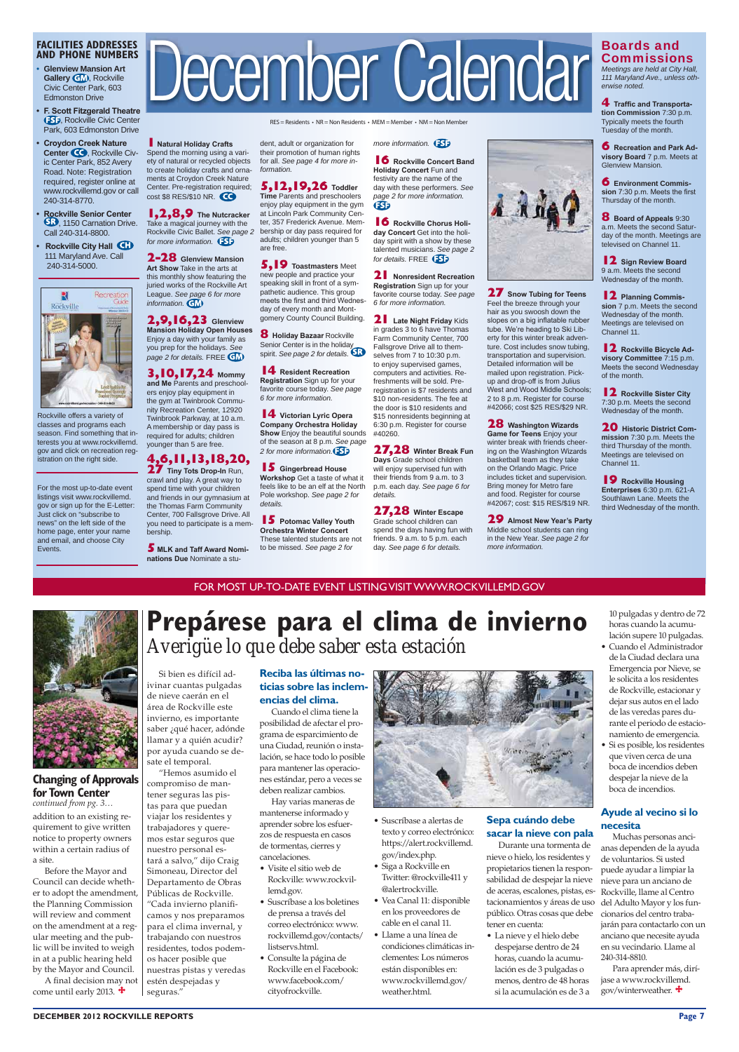# December Calendar

RES = Residents • NR = Non Residents • MEM = Member • NM = Non Member

## FACILITIES ADDRESSES AND PHONE NUMBERS

- **Glenview Mansion Art Gallery** GM, Rockville Civic Center Park, 603 Edmonston Drive
- **F. Scott Fitzgerald Theatre** FSF, Rockville Civic Center Park, 603 Edmonston Drive
- **Croydon Creek Nature Center** CC, Rockville Civic Center Park, 852 Avery Road. Note: Registration required, register online at www.rockvillemd.gov or call 240-314-8770.
- **Rockville Senior Center** SR, 1150 Carnation Drive. Call 240-314-8800.
- **Rockville City Hall** CH 111 Maryland Ave. Call 240-314-5000.

Rockville offers a variety of classes and programs each season. Find something that interests you at www.rockvillemd.gov and click on recreation registration on the right side.

For the most up-to-date event listings visit www.rockvillemd.gov or sign up for the E-Letter: Just click on "subscribe to news" on the left side of the home page, enter your name and email, and choose City Events.

**1 Natural Holiday Crafts** Spend the morning using a variety of natural or recycled objects to create holiday crafts and ornaments at Croydon Creek Nature Center. Pre-registration required; cost $8 RES/$10 NR. CC

**1,2,8,9 The Nutcracker** Take a magical journey with the Rockville Civic Ballet. *See page 2 for more information.* FSF

**2-28 Glenview Mansion Art Show** Take in the arts at this monthly show featuring the juried works of the Rockville Art League. *See page 6 for more information.* GM

**2,9,16,23 Glenview Mansion Holiday Open Houses** Enjoy a day with your family as you prep for the holidays. *See page 2 for details.* FREE GM

**3,10,17,24 Mommy and Me** Parents and preschoolers enjoy play equipment in the gym at Twinbrook Community Recreation Center, 12920 Twinbrook Parkway, at 10 a.m. A membership or day pass is required for adults; children younger than 5 are free.

**4,6,11,13,18,20, 27 Tiny Tots Drop-In** Run, crawl and play. A great way to spend time with your children and friends in our gymnasium at the Thomas Farm Community Center, 700 Fallsgrove Drive. All you need to participate is a membership.

**5 MLK and Taff Award Nominations Due** Nominate a student, adult or organization for their promotion of human rights for all. *See page 4 for more information.*

**5,12,19,26 Toddler Time** Parents and preschoolers enjoy play equipment in the gym at Lincoln Park Community Center, 357 Frederick Avenue. Membership or day pass required for adults; children younger than 5 are free.

**5,19 Toastmasters** Meet new people and practice your speaking skill in front of a sympathetic audience. This group meets the first and third Wednesday of every month and Montgomery County Council Building.

**8 Holiday Bazaar** Rockville Senior Center is in the holiday spirit. *See page 2 for details.* SR

**14 Resident Recreation Registration** Sign up for your favorite course today. *See page 6 for more information.*

**14 Victorian Lyric Opera Company Orchestra Holiday Show** Enjoy the beautiful sounds of the season at 8 p.m. *See page 2 for more information.* FSF

**15 Gingerbread House Workshop** Get a taste of what it feels like to be an elf at the North Pole workshop. *See page 2 for details.*

**15 Potomac Valley Youth Orchestra Winter Concert** These talented students are not to be missed. *See page 2 for more information.* FSF

**16 Rockville Concert Band Holiday Concert** Fun and festivity are the name of the day with these performers. *See page 2 for more information.* FSF

**16 Rockville Chorus Holiday Concert** Get into the holiday spirit with a show by these talented musicians. *See page 2 for details.* FREE FSF

**21 Nonresident Recreation Registration** Sign up for your favorite course today. *See page 6 for more information.*

**21 Late Night Friday Kids** in grades 3 to 6 have Thomas Farm Community Center, 700 Fallsgrove Drive all to themselves from 7 to 10:30 p.m. to enjoy supervised games, computers and activities. Refreshments will be sold. Preregistration is $7 residents and $10 non-residents. The fee at the door is $10 residents and $15 nonresidents beginning at 6:30 p.m. Register for course #40260.

**27,28 Winter Break Fun Days** Grade school children will enjoy supervised fun with their friends from 9 a.m. to 3 p.m. each day. *See page 6 for details.*

**27,28 Winter Escape** Grade school children can spend the days having fun with friends. 9 a.m. to 5 p.m. each day. *See page 6 for details.*

**27 Snow Tubing for Teens** Feel the breeze through your hair as you swoosh down the slopes on a big inflatable rubber tube. We're heading to Ski Liberty for this winter break adventure. Cost includes snow tubing, transportation and supervision. Detailed information will be mailed upon registration. Pick-up and drop-off is from Julius West and Wood Middle Schools; 2 to 8 p.m. Register for course #42066; cost $25 RES/$29 NR.

**28 Washington Wizards Game for Teens** Enjoy your winter break with friends cheering on the Washington Wizards basketball team as they take on the Orlando Magic. Price includes ticket and supervision. Bring money for Metro fare and food. Register for course #42067; cost: $15 RES/$19 NR.

**29 Almost New Year's Party** Middle school students can ring in the New Year. *See page 2 for more information.*

## Boards and Commissions

*Meetings are held at City Hall, 111 Maryland Ave., unless otherwise noted.*

**4 Traffic and Transportation Commission** 7:30 p.m. Typically meets the fourth Tuesday of the month.

**6 Recreation and Park Advisory Board** 7 p.m. Meets at Glenview Mansion.

**6 Environment Commission** 7:30 p.m. Meets the first Thursday of the month.

**8 Board of Appeals** 9:30 a.m. Meets the second Saturday of the month. Meetings are televised on Channel 11.

**12 Sign Review Board** 9 a.m. Meets the second Wednesday of the month.

**12 Planning Commission** 7 p.m. Meets the second Wednesday of the month. Meetings are televised on Channel 11.

**12 Rockville Bicycle Advisory Committee** 7:15 p.m. Meets the second Wednesday of the month.

**12 Rockville Sister City** 7:30 p.m. Meets the second Wednesday of the month.

**20 Historic District Commission** 7:30 p.m. Meets the third Thursday of the month. Meetings are televised on Channel 11.

**19 Rockville Housing Enterprises** 6:30 p.m. 621-A Southlawn Lane. Meets the third Wednesday of the month.

FOR MOST UP-TO-DATE EVENT LISTING VISIT WWW.ROCKVILLEMD.GOV

## Changing of Approvals for Town Center

*continued from pg. 3…*

addition to an existing requirement to give written notice to property owners within a certain radius of a site.

Before the Mayor and Council can decide whether to adopt the amendment, the Planning Commission will review and comment on the amendment at a regular meeting and the public will be invited to weigh in at a public hearing held by the Mayor and Council.

A final decision may not come until early 2013.

# Prepárese para el clima de invierno

*Averigüe lo que debe saber esta estación*

Si bien es difícil adivinar cuantas pulgadas de nieve caerán en el área de Rockville este invierno, es importante saber ¿qué hacer, adónde llamar y a quién acudir? por ayuda cuando se desate el temporal.

"Hemos asumido el compromiso de mantener seguras las pistas para que puedan viajar los residentes y trabajadores y queremos estar seguros que nuestro personal estará a salvo," dijo Craig Simoneau, Director del Departamento de Obras Públicas de Rockville. "Cada invierno planificamos y nos preparamos para el clima invernal, y trabajando con nuestros residentes, todos podemos hacer posible que nuestras pistas y veredas estén despejadas y seguras."

### Reciba las últimas noticias sobre las inclemencias del clima.

Cuando el clima tiene la posibilidad de afectar el programa de esparcimiento de una Ciudad, reunión o instalación, se hace todo lo posible para mantener las operaciones estándar, pero a veces se deben realizar cambios.

Hay varias maneras de mantenerse informado y aprender sobre los esfuerzos de respuesta en casos de tormentas, cierres y cancelaciones.

- Visite el sitio web de Rockville: www.rockvillemd.gov.
- Suscríbase a los boletines de prensa a través del correo electrónico: www.rockvillemd.gov/contacts/listservs.html.
- Consulte la página de Rockville en el Facebook: www.facebook.com/cityofrockville.
- Suscríbase a alertas de texto y correo electrónico: https://alert.rockvillemd.gov/index.php.
- Siga a Rockville en Twitter: @rockville411 y @alertrockville.
- Vea Canal 11: disponible en los proveedores de cable en el canal 11.
- Llame a una línea de condiciones climáticas inclementes: Los números están disponibles en: www.rockvillemd.gov/weather.html.

### Sepa cuándo debe sacar la nieve con pala

Durante una tormenta de nieve o hielo, los residentes y propietarios tienen la responsabilidad de despejar la nieve de aceras, escalones, pistas, estacionamientos y áreas de uso público. Otras cosas que debe tener en cuenta:

- La nieve y el hielo debe despejarse dentro de 24 horas, cuando la acumulación es de 3 pulgadas o menos, dentro de 48 horas si la acumulación es de 3 a 10 pulgadas y dentro de 72 horas cuando la acumulación supere 10 pulgadas.
- Cuando el Administrador de la Ciudad declara una Emergencia por Nieve, se le solicita a los residentes de Rockville, estacionar y dejar sus autos en el lado de las veredas pares durante el periodo de estacionamiento de emergencia.
- Si es posible, los residentes que viven cerca de una boca de incendios deben despejar la nieve de la boca de incendios.

### Ayude al vecino si lo necesita

Muchas personas ancianas dependen de la ayuda de voluntarios. Si usted puede ayudar a limpiar la nieve para un anciano de Rockville, llame al Centro del Adulto Mayor y los funcionarios del centro trabajarán para contactarlo con un anciano que necesite ayuda en su vecindario. Llame al 240-314-8810.

Para aprender más, diríjase a www.rockvillemd.gov/winterweather.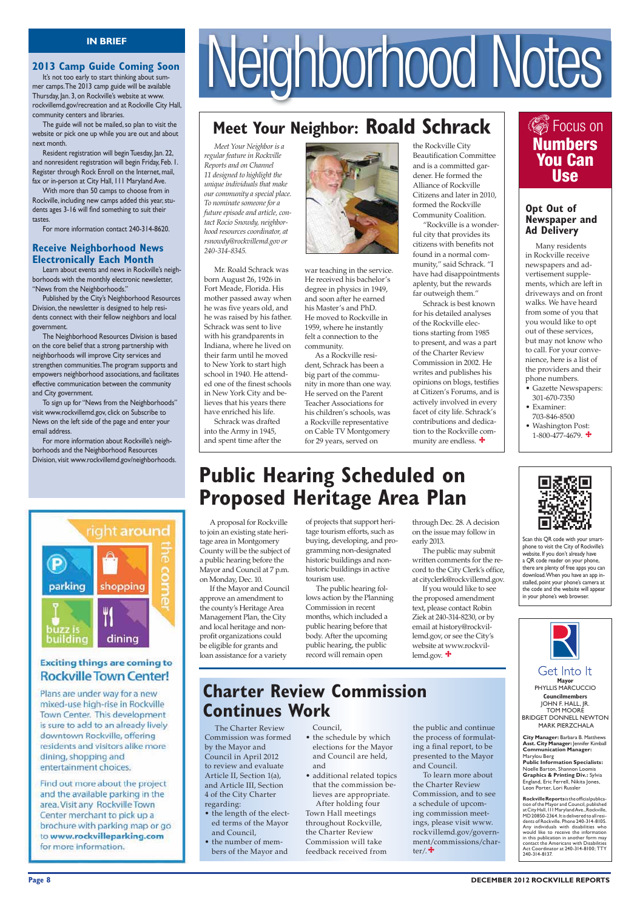# Neighborhood Notes

## IN BRIEF

### 2013 Camp Guide Coming Soon

It's not too early to start thinking about summer camps. The 2013 camp guide will be available Thursday, Jan. 3, on Rockville's website at www.rockvillemd.gov/recreation and at Rockville City Hall, community centers and libraries.

The guide will not be mailed, so plan to visit the website or pick one up while you are out and about next month.

Resident registration will begin Tuesday, Jan. 22, and nonresident registration will begin Friday, Feb. 1. Register through Rock Enroll on the Internet, mail, fax or in-person at City Hall, 111 Maryland Ave.

With more than 50 camps to choose from in Rockville, including new camps added this year, students ages 3-16 will find something to suit their tastes.

For more information contact 240-314-8620.

### Receive Neighborhood News Electronically Each Month

Learn about events and news in Rockville's neighborhoods with the monthly electronic newsletter, "News from the Neighborhoods."

Published by the City's Neighborhood Resources Division, the newsletter is designed to help residents connect with their fellow neighbors and local government.

The Neighborhood Resources Division is based on the core belief that a strong partnership with neighborhoods will improve City services and strengthen communities. The program supports and empowers neighborhood associations, and facilitates effective communication between the community and City government.

To sign up for "News from the Neighborhoods" visit www.rockvillemd.gov, click on Subscribe to News on the left side of the page and enter your email address.

For more information about Rockville's neighborhoods and the Neighborhood Resources Division, visit www.rockvillemd.gov/neighborhoods.

---

right around the corner

parking | shopping | buzz is building | dining

**Exciting things are coming to Rockville Town Center!**

Plans are under way for a new mixed-use high-rise in Rockville Town Center. This development is sure to add to an already lively downtown Rockville, offering residents and visitors alike more dining, shopping and entertainment choices.

Find out more about the project and the available parking in the area. Visit any Rockville Town Center merchant to pick up a brochure with parking map or go to **www.rockvilleparking.com** for more information.

## Meet Your Neighbor: Roald Schrack

*Meet Your Neighbor is a regular feature in Rockville Reports and on Channel 11 designed to highlight the unique individuals that make our community a special place. To nominate someone for a future episode and article, contact Rocio Snowdy, neighborhood resources coordinator, at rsnowdy@rockvillemd.gov or 240-314-8345.*

Mr. Roald Schrack was born August 26, 1926 in Fort Meade, Florida. His mother passed away when he was five years old, and he was raised by his father. Schrack was sent to live with his grandparents in Indiana, where he lived on their farm until he moved to New York to start high school in 1940. He attended one of the finest schools in New York City and believes that his years there have enriched his life.

Schrack was drafted into the Army in 1945, and spent time after the war teaching in the service. He received his bachelor's degree in physics in 1949, and soon after he earned his Master's and PhD. He moved to Rockville in 1959, where he instantly felt a connection to the community.

As a Rockville resident, Schrack has been a big part of the community in more than one way. He served on the Parent Teacher Associations for his children's schools, was a Rockville representative on Cable TV Montgomery for 29 years, served on the Rockville City Beautification Committee and is a committed gardener. He formed the Alliance of Rockville Citizens and later in 2010, formed the Rockville Community Coalition.

"Rockville is a wonderful city that provides its citizens with benefits not found in a normal community," said Schrack. "I have had disappointments aplenty, but the rewards far outweigh them."

Schrack is best known for his detailed analyses of the Rockville elections starting from 1985 to present, and was a part of the Charter Review Commission in 2002. He writes and publishes his opinions on blogs, testifies at Citizen's Forums, and is actively involved in every facet of city life. Schrack's contributions and dedication to the Rockville community are endless.

## Focus on Numbers You Can Use

### Opt Out of Newspaper and Ad Delivery

Many residents in Rockville receive newspapers and advertisement supplements, which are left in driveways and on front walks. We have heard from some of you that you would like to opt out of these services, but may not know who to call. For your convenience, here is a list of the providers and their phone numbers.

- Gazette Newspapers: 301-670-7350
- Examiner: 703-846-8500
- Washington Post: 1-800-477-4679.

## Public Hearing Scheduled on Proposed Heritage Area Plan

A proposal for Rockville to join an existing state heritage area in Montgomery County will be the subject of a public hearing before the Mayor and Council at 7 p.m. on Monday, Dec. 10.

If the Mayor and Council approve an amendment to the county's Heritage Area Management Plan, the City and local heritage and nonprofit organizations could be eligible for grants and loan assistance for a variety of projects that support heritage tourism efforts, such as buying, developing, and programming non-designated historic buildings and nonhistoric buildings in active tourism use.

The public hearing follows action by the Planning Commission in recent months, which included a public hearing before that body. After the upcoming public hearing, the public record will remain open through Dec. 28. A decision on the issue may follow in early 2013.

The public may submit written comments for the record to the City Clerk's office, at cityclerk@rockvillemd.gov.

If you would like to see the proposed amendment text, please contact Robin Ziek at 240-314-8230, or by email at history@rockvillemd.gov, or see the City's website at www.rockvillemd.gov.

Scan this QR code with your smartphone to visit the City of Rockville's website. If you don't already have a QR code reader on your phone, there are plenty of free apps you can download. When you have an app installed, point your phone's camera at the code and the website will appear in your phone's web browser.

## Charter Review Commission Continues Work

The Charter Review Commission was formed by the Mayor and Council in April 2012 to review and evaluate Article II, Section 1(a), and Article III, Section 4 of the City Charter regarding:

- the length of the elected terms of the Mayor and Council,
- the number of members of the Mayor and Council,
- the schedule by which elections for the Mayor and Council are held, and
- additional related topics that the commission believes are appropriate.

After holding four Town Hall meetings throughout Rockville, the Charter Review Commission will take feedback received from the public and continue the process of formulating a final report, to be presented to the Mayor and Council.

To learn more about the Charter Review Commission, and to see a schedule of upcoming commission meetings, please visit www.rockvillemd.gov/government/commissions/charter/.

## Get Into It

**Mayor**
PHYLLIS MARCUCCIO

**Councilmembers**
JOHN F. HALL, JR.
TOM MOORE
BRIDGET DONNELL NEWTON
MARK PIERZCHALA

**City Manager:** Barbara B. Matthews
**Asst. City Manager:** Jennifer Kimball
**Communication Manager:** Marylou Berg
**Public Information Specialists:** Noelle Barton, Shannon Loomis
**Graphics & Printing Div.:** Sylvia England, Eric Ferrell, Nikita Jones, Leon Porter, Lori Russler

**Rockville Reports** is the official publication of the Mayor and Council, published at City Hall, 111 Maryland Ave., Rockville, MD 20850-2364. It is delivered to all residents of Rockville. Phone 240-314-8105. Any individuals with disabilities who would like to receive the information in this publication in another form may contact the Americans with Disabilities Act Coordinator at 240-314-8100; TTY 240-314-8137.